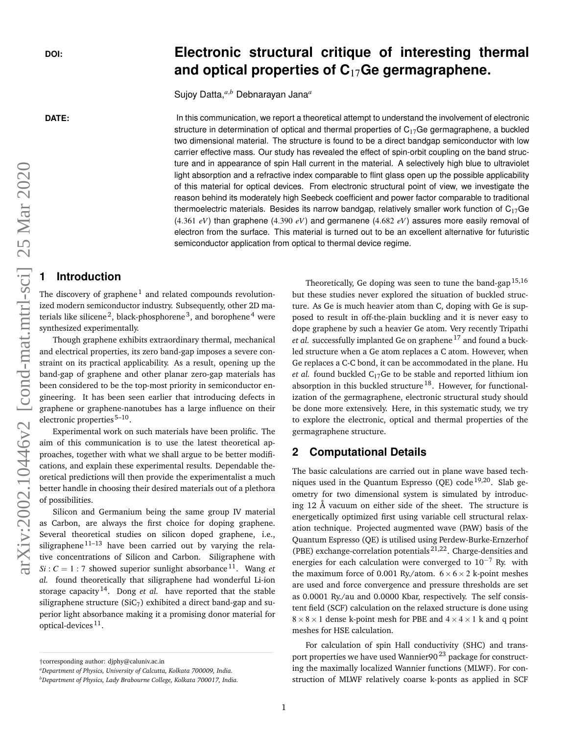DOI:

# Electronic structural critique of interesting thermal and optical properties of $C_{17}Ge$ germagraphene.

Sujoy Datta,[a,b] Debnarayan Jana[a]

DATE:

In this communication, we report a theoretical attempt to understand the involvement of electronic structure in determination of optical and thermal properties of $C_{17}Ge$ germagraphene, a buckled two dimensional material. The structure is found to be a direct bandgap semiconductor with low carrier effective mass. Our study has revealed the effect of spin-orbit coupling on the band structure and in appearance of spin Hall current in the material. A selectively high blue to ultraviolet light absorption and a refractive index comparable to flint glass open up the possible applicability of this material for optical devices. From electronic structural point of view, we investigate the reason behind its moderately high Seebeck coefficient and power factor comparable to traditional thermoelectric materials. Besides its narrow bandgap, relatively smaller work function of $C_{17}Ge$ ($4.361\ eV$) than graphene ($4.390\ eV$) and germanene ($4.682\ eV$) assures more easily removal of electron from the surface. This material is turned out to be an excellent alternative for futuristic semiconductor application from optical to thermal device regime.

## 1 Introduction

The discovery of graphene[1] and related compounds revolutionized modern semiconductor industry. Subsequently, other 2D materials like silicene[2], black-phosphorene[3], and borophene[4] were synthesized experimentally.

Though graphene exhibits extraordinary thermal, mechanical and electrical properties, its zero band-gap imposes a severe constraint on its practical applicability. As a result, opening up the band-gap of graphene and other planar zero-gap materials has been considered to be the top-most priority in semiconductor engineering. It has been seen earlier that introducing defects in graphene or graphene-nanotubes has a large influence on their electronic properties[5–10].

Experimental work on such materials have been prolific. The aim of this communication is to use the latest theoretical approaches, together with what we shall argue to be better modifications, and explain these experimental results. Dependable theoretical predictions will then provide the experimentalist a much better handle in choosing their desired materials out of a plethora of possibilities.

Silicon and Germanium being the same group IV material as Carbon, are always the first choice for doping graphene. Several theoretical studies on silicon doped graphene, i.e., siligraphene[11–13] have been carried out by varying the relative concentrations of Silicon and Carbon. Siligraphene with $Si : C = 1 : 7$ showed superior sunlight absorbance[11]. Wang *et al.* found theoretically that siligraphene had wonderful Li-ion storage capacity[14]. Dong *et al.* have reported that the stable siligraphene structure ($SiC_7$) exhibited a direct band-gap and superior light absorbance making it a promising donor material for optical-devices[11].

Theoretically, Ge doping was seen to tune the band-gap[15,16] but these studies never explored the situation of buckled structure. As Ge is much heavier atom than C, doping with Ge is supposed to result in off-the-plain buckling and it is never easy to dope graphene by such a heavier Ge atom. Very recently Tripathi *et al.* successfully implanted Ge on graphene[17] and found a buckled structure when a Ge atom replaces a C atom. However, when Ge replaces a C-C bond, it can be accommodated in the plane. Hu *et al.* found buckled $C_{17}Ge$ to be stable and reported lithium ion absorption in this buckled structure[18]. However, for functionalization of the germagraphene, electronic structural study should be done more extensively. Here, in this systematic study, we try to explore the electronic, optical and thermal properties of the germagraphene structure.

## 2 Computational Details

The basic calculations are carried out in plane wave based techniques used in the Quantum Espresso (QE) code[19,20]. Slab geometry for two dimensional system is simulated by introducing 12 Å vacuum on either side of the sheet. The structure is energetically optimized first using variable cell structural relaxation technique. Projected augmented wave (PAW) basis of the Quantum Espresso (QE) is utilised using Perdew-Burke-Ernzerhof (PBE) exchange-correlation potentials[21,22]. Charge-densities and energies for each calculation were converged to $10^{-7}$ Ry. with the maximum force of 0.001 Ry./atom. $6\times6\times2$ k-point meshes are used and force convergence and pressure thresholds are set as 0.0001 Ry./au and 0.0000 Kbar, respectively. The self consistent field (SCF) calculation on the relaxed structure is done using $8\times8\times1$ dense k-point mesh for PBE and $4\times4\times1$ k and q point meshes for HSE calculation.

For calculation of spin Hall conductivity (SHC) and transport properties we have used Wannier90[23] package for constructing the maximally localized Wannier functions (MLWF). For construction of MLWF relatively coarse k-ponts as applied in SCF

†corresponding author: djphy@caluniv.ac.in

[a] *Department of Physics, University of Calcutta, Kolkata 700009, India.*

[b] *Department of Physics, Lady Brabourne College, Kolkata 700017, India.*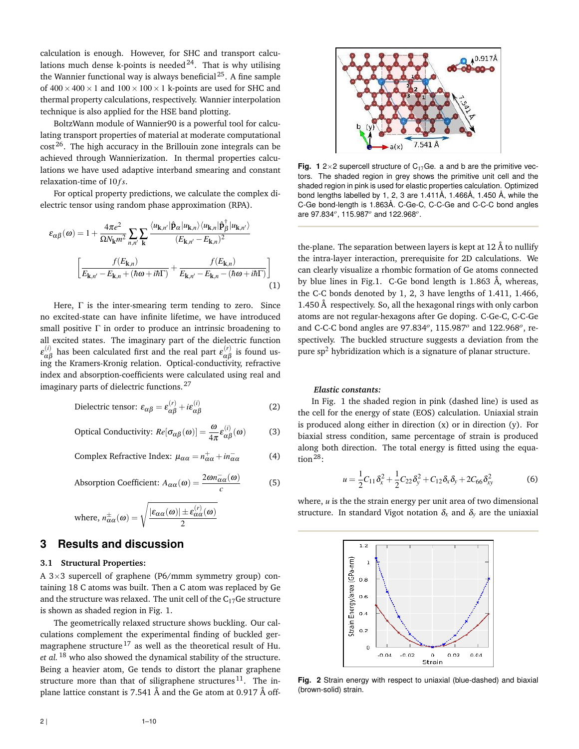calculation is enough. However, for SHC and transport calculations much dense k-points is needed[24]. That is why utilising the Wannier functional way is always beneficial[25]. A fine sample of $400 \times 400 \times 1$ and $100 \times 100 \times 1$ k-points are used for SHC and thermal property calculations, respectively. Wannier interpolation technique is also applied for the HSE band plotting.

BoltzWann module of Wannier90 is a powerful tool for calculating transport properties of material at moderate computational cost[26]. The high accuracy in the Brillouin zone integrals can be achieved through Wannierization. In thermal properties calculations we have used adaptive interband smearing and constant relaxation-time of $10 fs$.

For optical property predictions, we calculate the complex dielectric tensor using random phase approximation (RPA).

$$\varepsilon_{\alpha\beta}(\omega) = 1 + \frac{4\pi e^2}{\Omega N_{\mathbf{k}} m^2} \sum_{n,n'} \sum_{\mathbf{k}} \frac{\langle u_{\mathbf{k},n'} | \hat{\mathbf{p}}_\alpha | u_{\mathbf{k},n} \rangle \langle u_{\mathbf{k},n} | \hat{\mathbf{p}}_\beta^\dagger | u_{\mathbf{k},n'} \rangle}{(E_{\mathbf{k},n'} - E_{\mathbf{k},n})^2} \left[ \frac{f(E_{\mathbf{k},n})}{E_{\mathbf{k},n'} - E_{\mathbf{k},n} + (\hbar\omega + i\hbar\Gamma)} + \frac{f(E_{\mathbf{k},n})}{E_{\mathbf{k},n'} - E_{\mathbf{k},n} - (\hbar\omega + i\hbar\Gamma)} \right] \quad (1)$$

Here, $\Gamma$ is the inter-smearing term tending to zero. Since no excited-state can have infinite lifetime, we have introduced small positive $\Gamma$ in order to produce an intrinsic broadening to all excited states. The imaginary part of the dielectric function $\varepsilon_{\alpha\beta}^{(i)}$ has been calculated first and the real part $\varepsilon_{\alpha\beta}^{(r)}$ is found using the Kramers-Kronig relation. Optical-conductivity, refractive index and absorption-coefficients were calculated using real and imaginary parts of dielectric functions.[27]

$$\text{Dielectric tensor: } \varepsilon_{\alpha\beta} = \varepsilon_{\alpha\beta}^{(r)} + i\varepsilon_{\alpha\beta}^{(i)} \quad (2)$$

$$\text{Optical Conductivity: } Re[\sigma_{\alpha\beta}(\omega)] = \frac{\omega}{4\pi}\varepsilon_{\alpha\beta}^{(i)}(\omega) \quad (3)$$

$$\text{Complex Refractive Index: } \mu_{\alpha\alpha} = n_{\alpha\alpha}^{+} + i n_{\alpha\alpha}^{-} \quad (4)$$

$$\text{Absorption Coefficient: } A_{\alpha\alpha}(\omega) = \frac{2\omega n_{\alpha\alpha}^{-}(\omega)}{c} \quad (5)$$

$$\text{where, } n_{\alpha\alpha}^{\pm}(\omega) = \sqrt{\frac{|\varepsilon_{\alpha\alpha}(\omega)| \pm \varepsilon_{\alpha\alpha}^{(r)}(\omega)}{2}}$$

## 3 Results and discussion

### 3.1 Structural Properties:

A $3\times3$ supercell of graphene (P6/mmm symmetry group) containing 18 C atoms was built. Then a C atom was replaced by Ge and the structure was relaxed. The unit cell of the $C_{17}Ge$ structure is shown as shaded region in Fig. 1.

The geometrically relaxed structure shows buckling. Our calculations complement the experimental finding of buckled germagraphene structure[17] as well as the theoretical result of Hu. *et al.*[18] who also showed the dynamical stability of the structure. Being a heavier atom, Ge tends to distort the planar graphene structure more than that of siligraphene structures[11]. The in-plane lattice constant is 7.541 Å and the Ge atom at 0.917 Å off-the-plane. The separation between layers is kept at 12 Å to nullify the intra-layer interaction, prerequisite for 2D calculations. We can clearly visualize a rhombic formation of Ge atoms connected by blue lines in Fig.1. C-Ge bond length is 1.863 Å, whereas, the C-C bonds denoted by 1, 2, 3 have lengths of 1.411, 1.466, 1.450 Å respectively. So, all the hexagonal rings with only carbon atoms are not regular-hexagons after Ge doping. C-Ge-C, C-C-Ge and C-C-C bond angles are $97.834^o$, $115.987^o$ and $122.968^o$, respectively. The buckled structure suggests a deviation from the pure $sp^2$ hybridization which is a signature of planar structure.

**Fig. 1** $2\times2$ supercell structure of $C_{17}Ge$. a and b are the primitive vectors. The shaded region in grey shows the primitive unit cell and the shaded region in pink is used for elastic properties calculation. Optimized bond lengths labelled by 1, 2, 3 are 1.411Å, 1.466Å, 1.450 Å, while the C-Ge bond-length is 1.863Å. C-Ge-C, C-C-Ge and C-C-C bond angles are $97.834^o$, $115.987^o$ and $122.968^o$.

***Elastic constants:***

In Fig. 1 the shaded region in pink (dashed line) is used as the cell for the energy of state (EOS) calculation. Uniaxial strain is produced along either in direction (x) or in direction (y). For biaxial stress condition, same percentage of strain is produced along both direction. The total energy is fitted using the equation[28]:

$$u = \frac{1}{2}C_{11}\delta_x^2 + \frac{1}{2}C_{22}\delta_y^2 + C_{12}\delta_x\delta_y + 2C_{66}\delta_{xy}^2 \quad (6)$$

where, $u$ is the the strain energy per unit area of two dimensional structure. In standard Vigot notation $\delta_x$ and $\delta_y$ are the uniaxial

**Fig. 2** Strain energy with respect to uniaxial (blue-dashed) and biaxial (brown-solid) strain.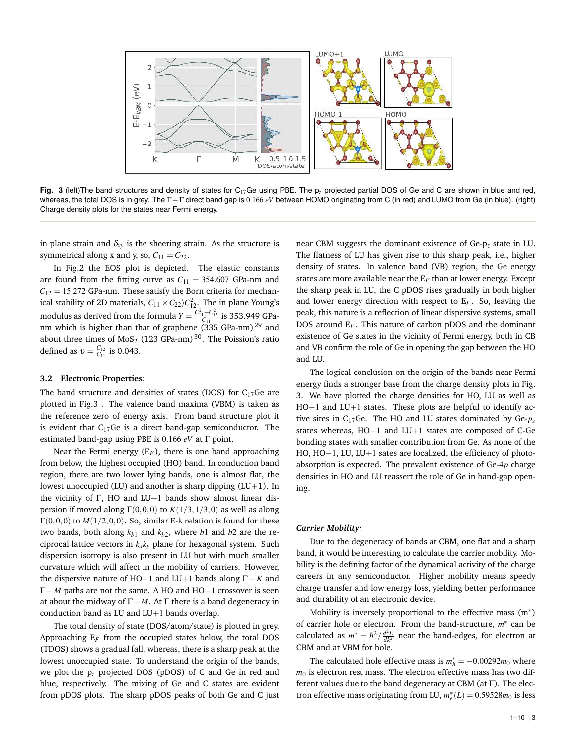**Fig. 3** (left)The band structures and density of states for $C_{17}Ge$ using PBE. The $p_z$ projected partial DOS of Ge and C are shown in blue and red, whereas, the total DOS is in grey. The $\Gamma-\Gamma$ direct band gap is $0.166$ *eV* between HOMO originating from C (in red) and LUMO from Ge (in blue). (right) Charge density plots for the states near Fermi energy.

in plane strain and $\delta_{xy}$ is the sheering strain. As the structure is symmetrical along x and y, so, $C_{11} = C_{22}$.

In Fig.2 the EOS plot is depicted. The elastic constants are found from the fitting curve as $C_{11} = 354.607$ GPa-nm and $C_{12} = 15.272$ GPa-nm. These satisfy the Born criteria for mechanical stability of 2D materials, $C_{11} \times C_{22} \rangle C_{12}^2$. The in plane Young's modulus as derived from the formula $Y = \frac{C_{11}^2 - C_{12}^2}{C_{11}}$ is 353.949 GPa-nm which is higher than that of graphene (335 GPa-nm)[29] and about three times of $MoS_2$ (123 GPa-nm)[30]. The Poission's ratio defined as $\upsilon = \frac{C_{12}}{C_{11}}$ is 0.043.

### 3.2 Electronic Properties:

The band structure and densities of states (DOS) for $C_{17}Ge$ are plotted in Fig.3 . The valence band maxima (VBM) is taken as the reference zero of energy axis. From band structure plot it is evident that $C_{17}Ge$ is a direct band-gap semiconductor. The estimated band-gap using PBE is $0.166$ *eV* at $\Gamma$ point.

Near the Fermi energy ($E_F$), there is one band approaching from below, the highest occupied (HO) band. In conduction band region, there are two lower lying bands, one is almost flat, the lowest unoccupied (LU) and another is sharp dipping (LU+1). In the vicinity of $\Gamma$, HO and LU+1 bands show almost linear dispersion if moved along $\Gamma(0,0,0)$ to $K(1/3,1/3,0)$ as well as along $\Gamma(0,0,0)$ to $M(1/2,0,0)$. So, similar E-k relation is found for these two bands, both along $k_{b1}$ and $k_{b2}$, where $b1$ and $b2$ are the reciprocal lattice vectors in $k_x k_y$ plane for hexagonal system. Such dispersion isotropy is also present in LU but with much smaller curvature which will affect in the mobility of carriers. However, the dispersive nature of HO−1 and LU+1 bands along $\Gamma-K$ and $\Gamma-M$ paths are not the same. A HO and HO−1 crossover is seen at about the midway of $\Gamma-M$. At $\Gamma$ there is a band degeneracy in conduction band as LU and LU+1 bands overlap.

The total density of state (DOS/atom/state) is plotted in grey. Approaching $E_F$ from the occupied states below, the total DOS (TDOS) shows a gradual fall, whereas, there is a sharp peak at the lowest unoccupied state. To understand the origin of the bands, we plot the $p_z$ projected DOS (pDOS) of C and Ge in red and blue, respectively. The mixing of Ge and C states are evident from pDOS plots. The sharp pDOS peaks of both Ge and C just near CBM suggests the dominant existence of Ge-$p_z$ state in LU. The flatness of LU has given rise to this sharp peak, i.e., higher density of states. In valence band (VB) region, the Ge energy states are more available near the $E_F$ than at lower energy. Except the sharp peak in LU, the C pDOS rises gradually in both higher and lower energy direction with respect to $E_F$. So, leaving the peak, this nature is a reflection of linear dispersive systems, small DOS around $E_F$. This nature of carbon pDOS and the dominant existence of Ge states in the vicinity of Fermi energy, both in CB and VB confirm the role of Ge in opening the gap between the HO and LU.

The logical conclusion on the origin of the bands near Fermi energy finds a stronger base from the charge density plots in Fig. 3. We have plotted the charge densities for HO, LU as well as HO−1 and LU+1 states. These plots are helpful to identify active sites in $C_{17}Ge$. The HO and LU states dominated by Ge-$p_z$ states whereas, HO−1 and LU+1 states are composed of C-Ge bonding states with smaller contribution from Ge. As none of the HO, HO−1, LU, LU+1 sates are localized, the efficiency of photo-absorption is expected. The prevalent existence of Ge-4$p$ charge densities in HO and LU reassert the role of Ge in band-gap opening.

#### *Carrier Mobility:*

Due to the degeneracy of bands at CBM, one flat and a sharp band, it would be interesting to calculate the carrier mobility. Mobility is the defining factor of the dynamical activity of the charge careers in any semiconductor. Higher mobility means speedy charge transfer and low energy loss, yielding better performance and durability of an electronic device.

Mobility is inversely proportional to the effective mass ($m^*$) of carrier hole or electron. From the band-structure, $m^*$ can be calculated as $m^* = \hbar^2/\frac{d^2E}{dk^2}$ near the band-edges, for electron at CBM and at VBM for hole.

The calculated hole effective mass is $m_h^* = -0.00292 m_0$ where $m_0$ is electron rest mass. The electron effective mass has two different values due to the band degeneracy at CBM (at $\Gamma$). The electron effective mass originating from LU, $m_e^*(L) = 0.59528 m_0$ is less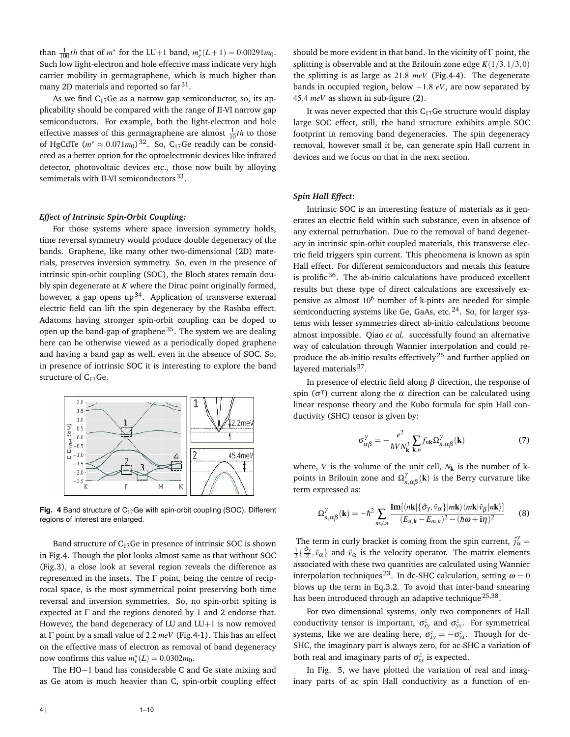than $\frac{1}{100}th$ that of $m^*$ for the LU+1 band, $m_e^*(L+1) = 0.00291m_0$. Such low light-electron and hole effective mass indicate very high carrier mobility in germagraphene, which is much higher than many 2D materials and reported so far[31].

As we find $C_{17}Ge$ as a narrow gap semiconductor, so, its applicability should be compared with the range of II-VI narrow gap semiconductors. For example, both the light-electron and hole effective masses of this germagraphene are almost $\frac{1}{10}th$ to those of HgCdTe ($m^* \approx 0.071m_0$)[32]. So, $C_{17}Ge$ readily can be considered as a better option for the optoelectronic devices like infrared detector, photovoltaic devices etc., those now built by alloying semimetals with II-VI semiconductors[33].

### *Effect of Intrinsic Spin-Orbit Coupling:*

For those systems where space inversion symmetry holds, time reversal symmetry would produce double degeneracy of the bands. Graphene, like many other two-dimensional (2D) materials, preserves inversion symmetry. So, even in the presence of intrinsic spin-orbit coupling (SOC), the Bloch states remain doubly spin degenerate at $K$ where the Dirac point originally formed, however, a gap opens up[34]. Application of transverse external electric field can lift the spin degeneracy by the Rashba effect. Adatoms having stronger spin-orbit coupling can be doped to open up the band-gap of graphene[35]. The system we are dealing here can be otherwise viewed as a periodically doped graphene and having a band gap as well, even in the absence of SOC. So, in presence of intrinsic SOC it is interesting to explore the band structure of $C_{17}Ge$.

**Fig. 4** Band structure of $C_{17}Ge$ with spin-orbit coupling (SOC). Different regions of interest are enlarged.

Band structure of $C_{17}Ge$ in presence of intrinsic SOC is shown in Fig.4. Though the plot looks almost same as that without SOC (Fig.3), a close look at several region reveals the difference as represented in the insets. The $\Gamma$ point, being the centre of reciprocal space, is the most symmetrical point preserving both time reversal and inversion symmetries. So, no spin-orbit spiting is expected at $\Gamma$ and the regions denoted by 1 and 2 endorse that. However, the band degeneracy of LU and LU+1 is now removed at $\Gamma$ point by a small value of $2.2\ meV$ (Fig.4-1). This has an effect on the effective mass of electron as removal of band degeneracy now confirms this value $m_e^*(L) = 0.0302m_0$.

The HO−1 band has considerable C and Ge state mixing and as Ge atom is much heavier than C, spin-orbit coupling effect should be more evident in that band. In the vicinity of $\Gamma$ point, the splitting is observable and at the Brilouin zone edge $K(1/3, 1/3, 0)$ the splitting is as large as $21.8\ meV$ (Fig.4-4). The degenerate bands in occupied region, below $-1.8\ eV$, are now separated by $45.4\ meV$ as shown in sub-figure (2).

It was never expected that this $C_{17}Ge$ structure would display large SOC effect, still, the band structure exhibits ample SOC footprint in removing band degeneracies. The spin degeneracy removal, however small it be, can generate spin Hall current in devices and we focus on that in the next section.

### *Spin Hall Effect:*

Intrinsic SOC is an interesting feature of materials as it generates an electric field within such substance, even in absence of any external perturbation. Due to the removal of band degeneracy in intrinsic spin-orbit coupled materials, this transverse electric field triggers spin current. This phenomena is known as spin Hall effect. For different semiconductors and metals this feature is prolific[36]. The ab-initio calculations have produced excellent results but these type of direct calculations are excessively expensive as almost $10^6$ number of k-pints are needed for simple semiconducting systems like Ge, GaAs, etc.[24]. So, for larger systems with lesser symmetries direct ab-initio calculations become almost impossible. Qiao *et al.* successfully found an alternative way of calculation through Wannier interpolation and could reproduce the ab-initio results effectively[25] and further applied on layered materials[37].

In presence of electric field along $\beta$ direction, the response of spin ($\sigma^\gamma$) current along the $\alpha$ direction can be calculated using linear response theory and the Kubo formula for spin Hall conductivity (SHC) tensor is given by:

$$\sigma_{\alpha\beta}^{\gamma} = -\frac{e^2}{\hbar V N_{\mathbf{k}}^3} \sum_{\mathbf{k},n} f_{n\mathbf{k}} \Omega_{n,\alpha\beta}^{\gamma}(\mathbf{k}) \tag{7}$$

where, $V$ is the volume of the unit cell, $N_{\mathbf{k}}$ is the number of k-points in Brilouin zone and $\Omega_{n,\alpha\beta}^{\gamma}(\mathbf{k})$ is the Berry curvature like term expressed as:

$$\Omega_{n,\alpha\beta}^{\gamma}(\mathbf{k}) = -\hbar^2 \sum_{m\neq n} \frac{\mathbf{Im}[\langle n\mathbf{k}|\{\hat{\sigma}_\gamma, \hat{v}_\alpha\}|m\mathbf{k}\rangle\langle m\mathbf{k}|\hat{v}_\beta|n\mathbf{k}\rangle]}{(E_{n,\mathbf{k}} - E_{m,k})^2 - (\hbar\omega + \mathbf{i}\eta)^2} \tag{8}$$

The term in curly bracket is coming from the spin current, $\hat{j}_\alpha^\gamma = \frac{1}{2}\{\frac{\hat{\sigma}_\gamma}{2}, \hat{v}_\alpha\}$ and $\hat{v}_\alpha$ is the velocity operator. The matrix elements associated with these two quantities are calculated using Wannier interpolation techniques[23]. In dc-SHC calculation, setting $\omega = 0$ blows up the term in Eq.3.2. To avoid that inter-band smearing has been introduced through an adaptive technique[25,38].

For two dimensional systems, only two components of Hall conductivity tensor is important, $\sigma_{xy}^z$ and $\sigma_{yx}^z$. For symmetrical systems, like we are dealing here, $\sigma_{xy}^z = -\sigma_{yx}^z$. Though for dc-SHC, the imaginary part is always zero, for ac-SHC a variation of both real and imaginary parts of $\sigma_{xy}^z$ is expected.

In Fig. 5, we have plotted the variation of real and imaginary parts of ac spin Hall conductivity as a function of en-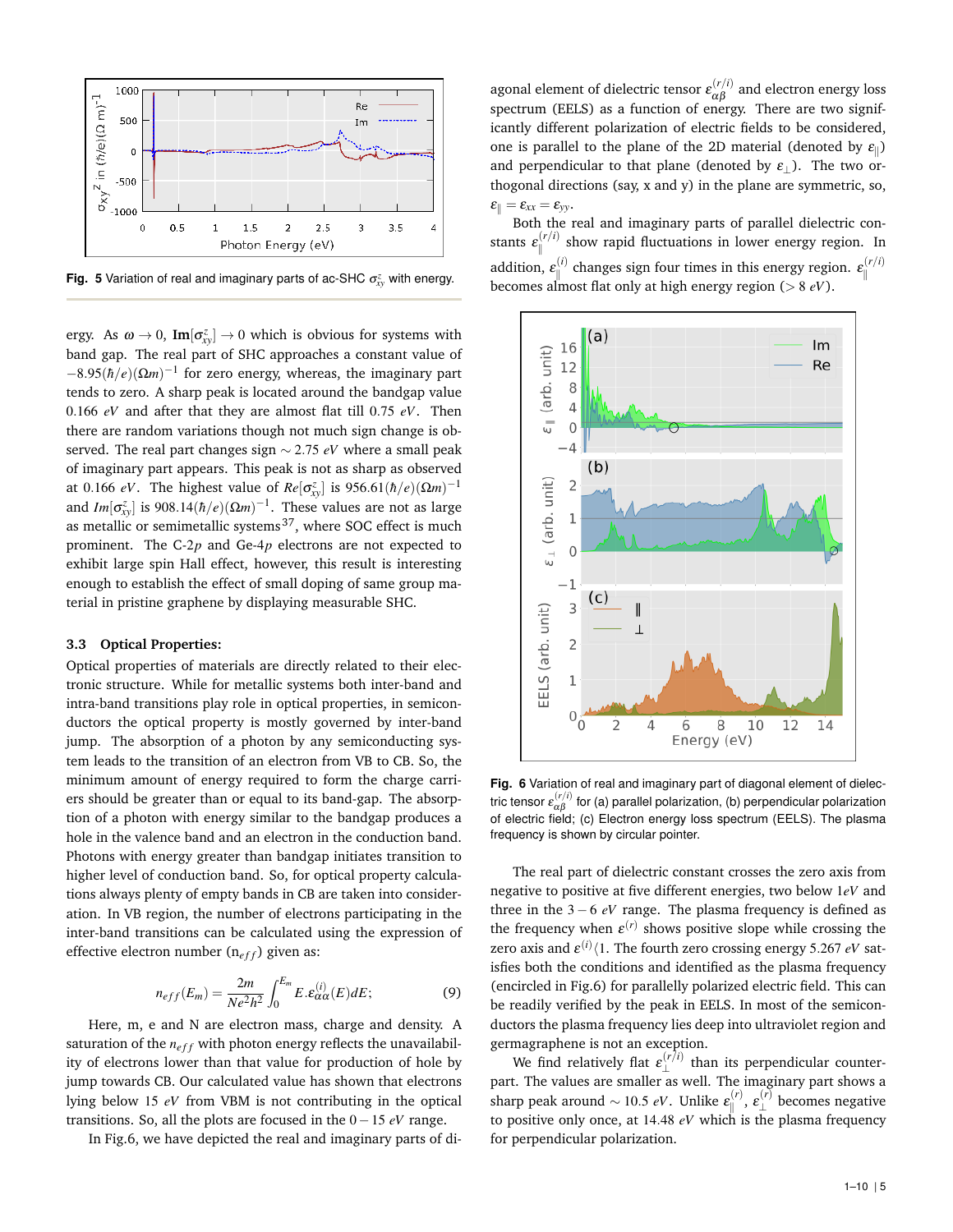Fig. 5 Variation of real and imaginary parts of ac-SHC $\sigma_{xy}^{z}$ with energy.

ergy. As $\omega \to 0$, $\mathbf{Im}[\sigma_{xy}^{z}] \to 0$ which is obvious for systems with band gap. The real part of SHC approaches a constant value of $-8.95(\hbar/e)(\Omega m)^{-1}$ for zero energy, whereas, the imaginary part tends to zero. A sharp peak is located around the bandgap value 0.166 $eV$ and after that they are almost flat till 0.75 $eV$. Then there are random variations though not much sign change is observed. The real part changes sign $\sim 2.75$ $eV$ where a small peak of imaginary part appears. This peak is not as sharp as observed at 0.166 $eV$. The highest value of $Re[\sigma_{xy}^{z}]$ is $956.61(\hbar/e)(\Omega m)^{-1}$ and $Im[\sigma_{xy}^{z}]$ is $908.14(\hbar/e)(\Omega m)^{-1}$. These values are not as large as metallic or semimetallic systems[37], where SOC effect is much prominent. The C-2$p$ and Ge-4$p$ electrons are not expected to exhibit large spin Hall effect, however, this result is interesting enough to establish the effect of small doping of same group material in pristine graphene by displaying measurable SHC.

### 3.3 Optical Properties:

Optical properties of materials are directly related to their electronic structure. While for metallic systems both inter-band and intra-band transitions play role in optical properties, in semiconductors the optical property is mostly governed by inter-band jump. The absorption of a photon by any semiconducting system leads to the transition of an electron from VB to CB. So, the minimum amount of energy required to form the charge carriers should be greater than or equal to its band-gap. The absorption of a photon with energy similar to the bandgap produces a hole in the valence band and an electron in the conduction band. Photons with energy greater than bandgap initiates transition to higher level of conduction band. So, for optical property calculations always plenty of empty bands in CB are taken into consideration. In VB region, the number of electrons participating in the inter-band transitions can be calculated using the expression of effective electron number ($n_{eff}$) given as:

$$n_{eff}(E_m) = \frac{2m}{Ne^2h^2}\int_0^{E_m} E.\varepsilon_{\alpha\alpha}^{(i)}(E)dE; \tag{9}$$

Here, m, e and N are electron mass, charge and density. A saturation of the $n_{eff}$ with photon energy reflects the unavailability of electrons lower than that value for production of hole by jump towards CB. Our calculated value has shown that electrons lying below 15 $eV$ from VBM is not contributing in the optical transitions. So, all the plots are focused in the $0-15$ $eV$ range.

In Fig.6, we have depicted the real and imaginary parts of diagonal element of dielectric tensor $\varepsilon_{\alpha\beta}^{(r/i)}$ and electron energy loss spectrum (EELS) as a function of energy. There are two significantly different polarization of electric fields to be considered, one is parallel to the plane of the 2D material (denoted by $\varepsilon_{\parallel}$) and perpendicular to that plane (denoted by $\varepsilon_{\perp}$). The two orthogonal directions (say, x and y) in the plane are symmetric, so, $\varepsilon_{\parallel} = \varepsilon_{xx} = \varepsilon_{yy}$.

Both the real and imaginary parts of parallel dielectric constants $\varepsilon_{\parallel}^{(r/i)}$ show rapid fluctuations in lower energy region. In addition, $\varepsilon_{\parallel}^{(i)}$ changes sign four times in this energy region. $\varepsilon_{\parallel}^{(r/i)}$ becomes almost flat only at high energy region ($> 8$ $eV$).

Fig. 6 Variation of real and imaginary part of diagonal element of dielectric tensor $\varepsilon_{\alpha\beta}^{(r/i)}$ for (a) parallel polarization, (b) perpendicular polarization of electric field; (c) Electron energy loss spectrum (EELS). The plasma frequency is shown by circular pointer.

The real part of dielectric constant crosses the zero axis from negative to positive at five different energies, two below 1$eV$ and three in the $3-6$ $eV$ range. The plasma frequency is defined as the frequency when $\varepsilon^{(r)}$ shows positive slope while crossing the zero axis and $\varepsilon^{(i)} \langle 1$. The fourth zero crossing energy 5.267 $eV$ satisfies both the conditions and identified as the plasma frequency (encircled in Fig.6) for parallelly polarized electric field. This can be readily verified by the peak in EELS. In most of the semiconductors the plasma frequency lies deep into ultraviolet region and germagraphene is not an exception.

We find relatively flat $\varepsilon_{\perp}^{(r/i)}$ than its perpendicular counterpart. The values are smaller as well. The imaginary part shows a sharp peak around $\sim 10.5$ $eV$. Unlike $\varepsilon_{\parallel}^{(r)}$, $\varepsilon_{\perp}^{(r)}$ becomes negative to positive only once, at 14.48 $eV$ which is the plasma frequency for perpendicular polarization.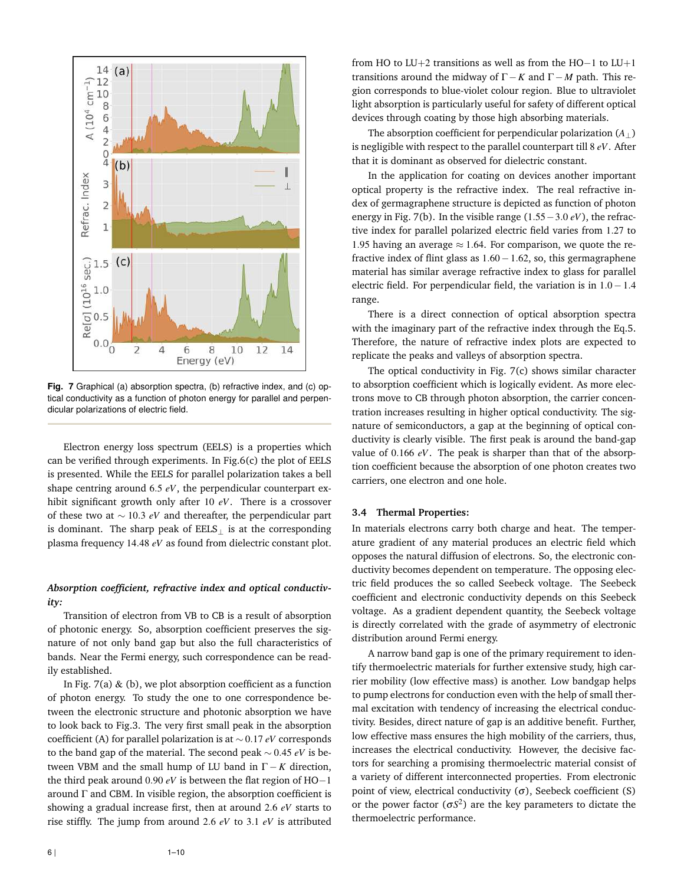**Fig. 7** Graphical (a) absorption spectra, (b) refractive index, and (c) optical conductivity as a function of photon energy for parallel and perpendicular polarizations of electric field.

Electron energy loss spectrum (EELS) is a properties which can be verified through experiments. In Fig.6(c) the plot of EELS is presented. While the EELS for parallel polarization takes a bell shape centring around 6.5 $eV$, the perpendicular counterpart exhibit significant growth only after 10 $eV$. There is a crossover of these two at $\sim 10.3$ $eV$ and thereafter, the perpendicular part is dominant. The sharp peak of $\mathrm{EELS}_{\perp}$ is at the corresponding plasma frequency 14.48 $eV$ as found from dielectric constant plot.

***Absorption coefficient, refractive index and optical conductivity:***

Transition of electron from VB to CB is a result of absorption of photonic energy. So, absorption coefficient preserves the signature of not only band gap but also the full characteristics of bands. Near the Fermi energy, such correspondence can be readily established.

In Fig. 7(a) & (b), we plot absorption coefficient as a function of photon energy. To study the one to one correspondence between the electronic structure and photonic absorption we have to look back to Fig.3. The very first small peak in the absorption coefficient (A) for parallel polarization is at $\sim 0.17$ $eV$ corresponds to the band gap of the material. The second peak $\sim 0.45$ $eV$ is between VBM and the small hump of LU band in $\Gamma - K$ direction, the third peak around 0.90 $eV$ is between the flat region of HO$-1$ around $\Gamma$ and CBM. In visible region, the absorption coefficient is showing a gradual increase first, then at around 2.6 $eV$ starts to rise stiffly. The jump from around 2.6 $eV$ to 3.1 $eV$ is attributed from HO to LU$+2$ transitions as well as from the HO$-1$ to LU$+1$ transitions around the midway of $\Gamma - K$ and $\Gamma - M$ path. This region corresponds to blue-violet colour region. Blue to ultraviolet light absorption is particularly useful for safety of different optical devices through coating by those high absorbing materials.

The absorption coefficient for perpendicular polarization ($A_{\perp}$) is negligible with respect to the parallel counterpart till 8 $eV$. After that it is dominant as observed for dielectric constant.

In the application for coating on devices another important optical property is the refractive index. The real refractive index of germagraphene structure is depicted as function of photon energy in Fig. 7(b). In the visible range ($1.55 - 3.0$ $eV$), the refractive index for parallel polarized electric field varies from 1.27 to 1.95 having an average $\approx 1.64$. For comparison, we quote the refractive index of flint glass as $1.60 - 1.62$, so, this germagraphene material has similar average refractive index to glass for parallel electric field. For perpendicular field, the variation is in $1.0 - 1.4$ range.

There is a direct connection of optical absorption spectra with the imaginary part of the refractive index through the Eq.5. Therefore, the nature of refractive index plots are expected to replicate the peaks and valleys of absorption spectra.

The optical conductivity in Fig. 7(c) shows similar character to absorption coefficient which is logically evident. As more electrons move to CB through photon absorption, the carrier concentration increases resulting in higher optical conductivity. The signature of semiconductors, a gap at the beginning of optical conductivity is clearly visible. The first peak is around the band-gap value of 0.166 $eV$. The peak is sharper than that of the absorption coefficient because the absorption of one photon creates two carriers, one electron and one hole.

### 3.4 Thermal Properties:

In materials electrons carry both charge and heat. The temperature gradient of any material produces an electric field which opposes the natural diffusion of electrons. So, the electronic conductivity becomes dependent on temperature. The opposing electric field produces the so called Seebeck voltage. The Seebeck coefficient and electronic conductivity depends on this Seebeck voltage. As a gradient dependent quantity, the Seebeck voltage is directly correlated with the grade of asymmetry of electronic distribution around Fermi energy.

A narrow band gap is one of the primary requirement to identify thermoelectric materials for further extensive study, high carrier mobility (low effective mass) is another. Low bandgap helps to pump electrons for conduction even with the help of small thermal excitation with tendency of increasing the electrical conductivity. Besides, direct nature of gap is an additive benefit. Further, low effective mass ensures the high mobility of the carriers, thus, increases the electrical conductivity. However, the decisive factors for searching a promising thermoelectric material consist of a variety of different interconnected properties. From electronic point of view, electrical conductivity ($\sigma$), Seebeck coefficient (S) or the power factor ($\sigma S^2$) are the key parameters to dictate the thermoelectric performance.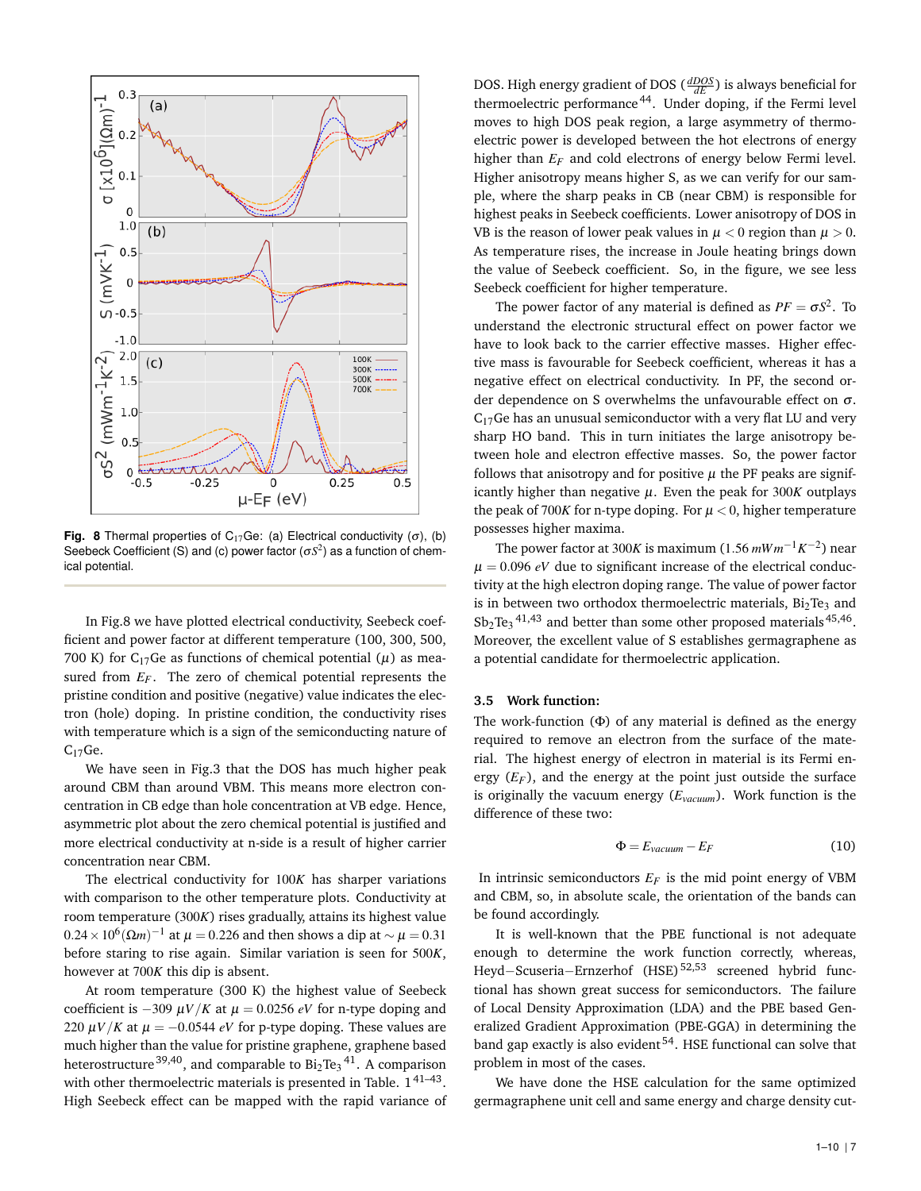**Fig. 8** Thermal properties of $C_{17}Ge$: (a) Electrical conductivity ($\sigma$), (b) Seebeck Coefficient (S) and (c) power factor ($\sigma S^2$) as a function of chemical potential.

In Fig.8 we have plotted electrical conductivity, Seebeck coefficient and power factor at different temperature (100, 300, 500, 700 K) for $C_{17}Ge$ as functions of chemical potential ($\mu$) as measured from $E_F$. The zero of chemical potential represents the pristine condition and positive (negative) value indicates the electron (hole) doping. In pristine condition, the conductivity rises with temperature which is a sign of the semiconducting nature of $C_{17}Ge$.

We have seen in Fig.3 that the DOS has much higher peak around CBM than around VBM. This means more electron concentration in CB edge than hole concentration at VB edge. Hence, asymmetric plot about the zero chemical potential is justified and more electrical conductivity at n-side is a result of higher carrier concentration near CBM.

The electrical conductivity for $100K$ has sharper variations with comparison to the other temperature plots. Conductivity at room temperature ($300K$) rises gradually, attains its highest value $0.24 \times 10^6 (\Omega m)^{-1}$ at $\mu = 0.226$ and then shows a dip at $\sim \mu = 0.31$ before staring to rise again. Similar variation is seen for $500K$, however at $700K$ this dip is absent.

At room temperature (300 K) the highest value of Seebeck coefficient is $-309\ \mu V/K$ at $\mu = 0.0256\ eV$ for n-type doping and $220\ \mu V/K$ at $\mu = -0.0544\ eV$ for p-type doping. These values are much higher than the value for pristine graphene, graphene based heterostructure[39,40], and comparable to $Bi_2Te_3$[41]. A comparison with other thermoelectric materials is presented in Table. 1[41–43]. High Seebeck effect can be mapped with the rapid variance of DOS. High energy gradient of DOS ($\frac{dDOS}{dE}$) is always beneficial for thermoelectric performance[44]. Under doping, if the Fermi level moves to high DOS peak region, a large asymmetry of thermoelectric power is developed between the hot electrons of energy higher than $E_F$ and cold electrons of energy below Fermi level. Higher anisotropy means higher S, as we can verify for our sample, where the sharp peaks in CB (near CBM) is responsible for highest peaks in Seebeck coefficients. Lower anisotropy of DOS in VB is the reason of lower peak values in $\mu < 0$ region than $\mu > 0$. As temperature rises, the increase in Joule heating brings down the value of Seebeck coefficient. So, in the figure, we see less Seebeck coefficient for higher temperature.

The power factor of any material is defined as $PF = \sigma S^2$. To understand the electronic structural effect on power factor we have to look back to the carrier effective masses. Higher effective mass is favourable for Seebeck coefficient, whereas it has a negative effect on electrical conductivity. In PF, the second order dependence on S overwhelms the unfavourable effect on $\sigma$. $C_{17}Ge$ has an unusual semiconductor with a very flat LU and very sharp HO band. This in turn initiates the large anisotropy between hole and electron effective masses. So, the power factor follows that anisotropy and for positive $\mu$ the PF peaks are significantly higher than negative $\mu$. Even the peak for $300K$ outplays the peak of $700K$ for n-type doping. For $\mu < 0$, higher temperature possesses higher maxima.

The power factor at $300K$ is maximum ($1.56\ mWm^{-1}K^{-2}$) near $\mu = 0.096\ eV$ due to significant increase of the electrical conductivity at the high electron doping range. The value of power factor is in between two orthodox thermoelectric materials, $Bi_2Te_3$ and $Sb_2Te_3$[41,43] and better than some other proposed materials[45,46]. Moreover, the excellent value of S establishes germagraphene as a potential candidate for thermoelectric application.

### 3.5 Work function:

The work-function ($\Phi$) of any material is defined as the energy required to remove an electron from the surface of the material. The highest energy of electron in material is its Fermi energy ($E_F$), and the energy at the point just outside the surface is originally the vacuum energy ($E_{vacuum}$). Work function is the difference of these two:

$$\Phi = E_{vacuum} - E_F \tag{10}$$

In intrinsic semiconductors $E_F$ is the mid point energy of VBM and CBM, so, in absolute scale, the orientation of the bands can be found accordingly.

It is well-known that the PBE functional is not adequate enough to determine the work function correctly, whereas, Heyd−Scuseria−Ernzerhof (HSE)[52,53] screened hybrid functional has shown great success for semiconductors. The failure of Local Density Approximation (LDA) and the PBE based Generalized Gradient Approximation (PBE-GGA) in determining the band gap exactly is also evident[54]. HSE functional can solve that problem in most of the cases.

We have done the HSE calculation for the same optimized germagraphene unit cell and same energy and charge density cut-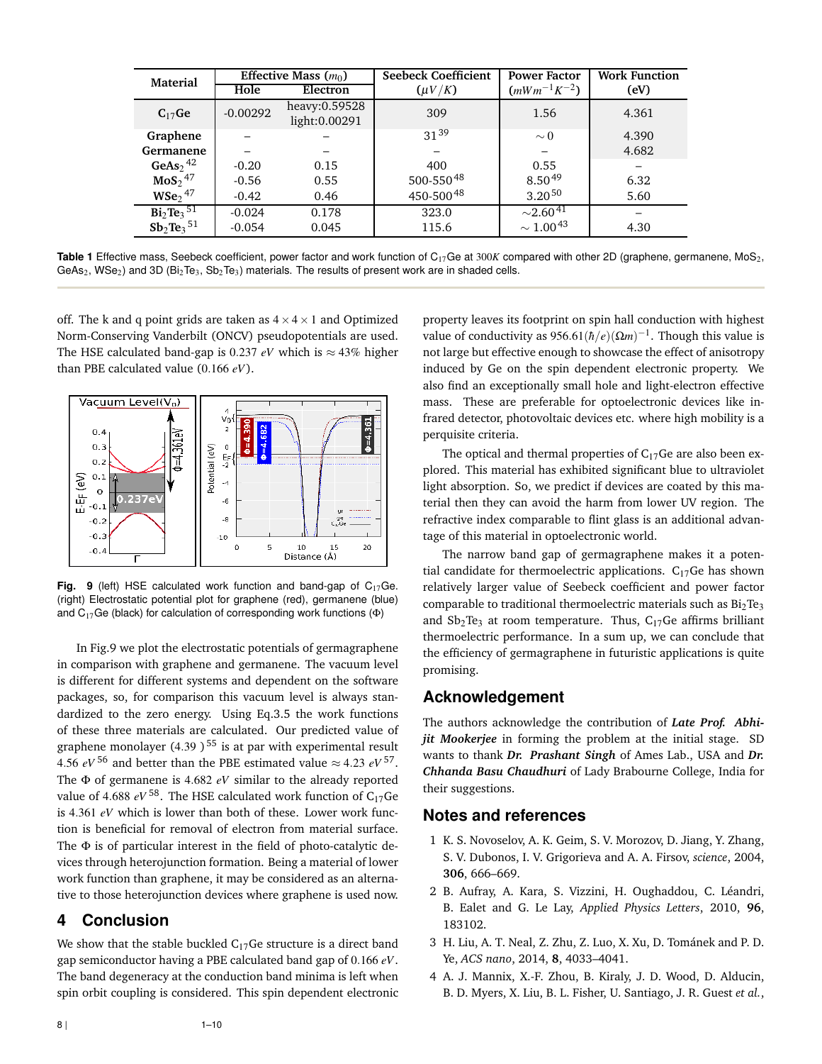| Material | Effective Mass ($m_0$) | | Seebeck Coefficient ($\mu V/K$) | Power Factor ($mWm^{-1}K^{-2}$) | Work Function (eV) |
|---|---|---|---|---|---|
| | Hole | Electron | | | |
| **$C_{17}Ge$** | -0.00292 | heavy:0.59528 light:0.00291 | 309 | 1.56 | 4.361 |
| **Graphene** | – | – | 31[39] | $\sim 0$ | 4.390 |
| **Germanene** | – | – | – | – | 4.682 |
| **$GeAs_2$**[42] | -0.20 | 0.15 | 400 | 0.55 | – |
| **$MoS_2$**[47] | -0.56 | 0.55 | 500-550[48] | 8.50[49] | 6.32 |
| **$WSe_2$**[47] | -0.42 | 0.46 | 450-500[48] | 3.20[50] | 5.60 |
| **$Bi_2Te_3$**[51] | -0.024 | 0.178 | 323.0 | $\sim$2.60[41] | – |
| **$Sb_2Te_3$**[51] | -0.054 | 0.045 | 115.6 | $\sim$ 1.00[43] | 4.30 |

**Table 1** Effective mass, Seebeck coefficient, power factor and work function of $C_{17}Ge$ at $300K$ compared with other 2D (graphene, germanene, $MoS_2$, $GeAs_2$, $WSe_2$) and 3D ($Bi_2Te_3$, $Sb_2Te_3$) materials. The results of present work are in shaded cells.

off. The k and q point grids are taken as $4 \times 4 \times 1$ and Optimized Norm-Conserving Vanderbilt (ONCV) pseudopotentials are used. The HSE calculated band-gap is $0.237$ *eV* which is $\approx 43\%$ higher than PBE calculated value ($0.166$ *eV*).

**Fig. 9** (left) HSE calculated work function and band-gap of $C_{17}Ge$. (right) Electrostatic potential plot for graphene (red), germanene (blue) and $C_{17}Ge$ (black) for calculation of corresponding work functions ($\Phi$)

In Fig.9 we plot the electrostatic potentials of germagraphene in comparison with graphene and germanene. The vacuum level is different for different systems and dependent on the software packages, so, for comparison this vacuum level is always standardized to the zero energy. Using Eq.3.5 the work functions of these three materials are calculated. Our predicted value of graphene monolayer (4.39 )[55] is at par with experimental result 4.56 *eV*[56] and better than the PBE estimated value $\approx 4.23$ *eV*[57]. The $\Phi$ of germanene is $4.682$ *eV* similar to the already reported value of $4.688$ *eV*[58]. The HSE calculated work function of $C_{17}Ge$ is $4.361$ *eV* which is lower than both of these. Lower work function is beneficial for removal of electron from material surface. The $\Phi$ is of particular interest in the field of photo-catalytic devices through heterojunction formation. Being a material of lower work function than graphene, it may be considered as an alternative to those heterojunction devices where graphene is used now.

## 4 Conclusion

We show that the stable buckled $C_{17}Ge$ structure is a direct band gap semiconductor having a PBE calculated band gap of $0.166$ *eV*. The band degeneracy at the conduction band minima is left when spin orbit coupling is considered. This spin dependent electronic property leaves its footprint on spin hall conduction with highest value of conductivity as $956.61(\hbar/e)(\Omega m)^{-1}$. Though this value is not large but effective enough to showcase the effect of anisotropy induced by Ge on the spin dependent electronic property. We also find an exceptionally small hole and light-electron effective mass. These are preferable for optoelectronic devices like infrared detector, photovoltaic devices etc. where high mobility is a perquisite criteria.

The optical and thermal properties of $C_{17}Ge$ are also been explored. This material has exhibited significant blue to ultraviolet light absorption. So, we predict if devices are coated by this material then they can avoid the harm from lower UV region. The refractive index comparable to flint glass is an additional advantage of this material in optoelectronic world.

The narrow band gap of germagraphene makes it a potential candidate for thermoelectric applications. $C_{17}Ge$ has shown relatively larger value of Seebeck coefficient and power factor comparable to traditional thermoelectric materials such as $Bi_2Te_3$ and $Sb_2Te_3$ at room temperature. Thus, $C_{17}Ge$ affirms brilliant thermoelectric performance. In a sum up, we can conclude that the efficiency of germagraphene in futuristic applications is quite promising.

## Acknowledgement

The authors acknowledge the contribution of ***Late Prof. Abhijit Mookerjee*** in forming the problem at the initial stage. SD wants to thank ***Dr. Prashant Singh*** of Ames Lab., USA and ***Dr. Chhanda Basu Chaudhuri*** of Lady Brabourne College, India for their suggestions.

## Notes and references

1. K. S. Novoselov, A. K. Geim, S. V. Morozov, D. Jiang, Y. Zhang, S. V. Dubonos, I. V. Grigorieva and A. A. Firsov, *science*, 2004, **306**, 666–669.
2. B. Aufray, A. Kara, S. Vizzini, H. Oughaddou, C. Léandri, B. Ealet and G. Le Lay, *Applied Physics Letters*, 2010, **96**, 183102.
3. H. Liu, A. T. Neal, Z. Zhu, Z. Luo, X. Xu, D. Tománek and P. D. Ye, *ACS nano*, 2014, **8**, 4033–4041.
4. A. J. Mannix, X.-F. Zhou, B. Kiraly, J. D. Wood, D. Alducin, B. D. Myers, X. Liu, B. L. Fisher, U. Santiago, J. R. Guest *et al.*,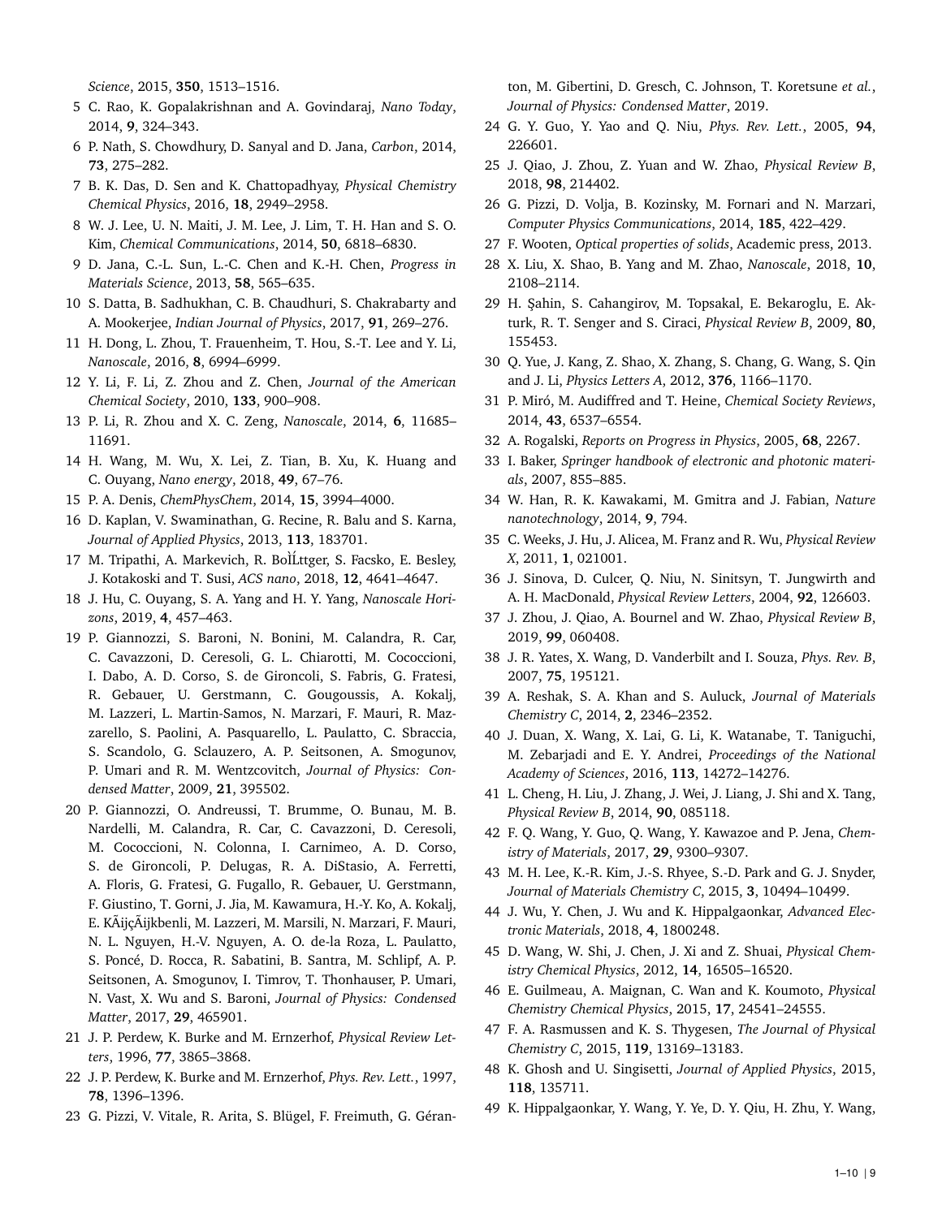*Science*, 2015, **350**, 1513–1516.

5 C. Rao, K. Gopalakrishnan and A. Govindaraj, *Nano Today*, 2014, **9**, 324–343.

6 P. Nath, S. Chowdhury, D. Sanyal and D. Jana, *Carbon*, 2014, **73**, 275–282.

7 B. K. Das, D. Sen and K. Chattopadhyay, *Physical Chemistry Chemical Physics*, 2016, **18**, 2949–2958.

8 W. J. Lee, U. N. Maiti, J. M. Lee, J. Lim, T. H. Han and S. O. Kim, *Chemical Communications*, 2014, **50**, 6818–6830.

9 D. Jana, C.-L. Sun, L.-C. Chen and K.-H. Chen, *Progress in Materials Science*, 2013, **58**, 565–635.

10 S. Datta, B. Sadhukhan, C. B. Chaudhuri, S. Chakrabarty and A. Mookerjee, *Indian Journal of Physics*, 2017, **91**, 269–276.

11 H. Dong, L. Zhou, T. Frauenheim, T. Hou, S.-T. Lee and Y. Li, *Nanoscale*, 2016, **8**, 6994–6999.

12 Y. Li, F. Li, Z. Zhou and Z. Chen, *Journal of the American Chemical Society*, 2010, **133**, 900–908.

13 P. Li, R. Zhou and X. C. Zeng, *Nanoscale*, 2014, **6**, 11685–11691.

14 H. Wang, M. Wu, X. Lei, Z. Tian, B. Xu, K. Huang and C. Ouyang, *Nano energy*, 2018, **49**, 67–76.

15 P. A. Denis, *ChemPhysChem*, 2014, **15**, 3994–4000.

16 D. Kaplan, V. Swaminathan, G. Recine, R. Balu and S. Karna, *Journal of Applied Physics*, 2013, **113**, 183701.

17 M. Tripathi, A. Markevich, R. BoÌĹttger, S. Facsko, E. Besley, J. Kotakoski and T. Susi, *ACS nano*, 2018, **12**, 4641–4647.

18 J. Hu, C. Ouyang, S. A. Yang and H. Y. Yang, *Nanoscale Horizons*, 2019, **4**, 457–463.

19 P. Giannozzi, S. Baroni, N. Bonini, M. Calandra, R. Car, C. Cavazzoni, D. Ceresoli, G. L. Chiarotti, M. Cococcioni, I. Dabo, A. D. Corso, S. de Gironcoli, S. Fabris, G. Fratesi, R. Gebauer, U. Gerstmann, C. Gougoussis, A. Kokalj, M. Lazzeri, L. Martin-Samos, N. Marzari, F. Mauri, R. Mazzarello, S. Paolini, A. Pasquarello, L. Paulatto, C. Sbraccia, S. Scandolo, G. Sclauzero, A. P. Seitsonen, A. Smogunov, P. Umari and R. M. Wentzcovitch, *Journal of Physics: Condensed Matter*, 2009, **21**, 395502.

20 P. Giannozzi, O. Andreussi, T. Brumme, O. Bunau, M. B. Nardelli, M. Calandra, R. Car, C. Cavazzoni, D. Ceresoli, M. Cococcioni, N. Colonna, I. Carnimeo, A. D. Corso, S. de Gironcoli, P. Delugas, R. A. DiStasio, A. Ferretti, A. Floris, G. Fratesi, G. Fugallo, R. Gebauer, U. Gerstmann, F. Giustino, T. Gorni, J. Jia, M. Kawamura, H.-Y. Ko, A. Kokalj, E. KÃijçÃijkbenli, M. Lazzeri, M. Marsili, N. Marzari, F. Mauri, N. L. Nguyen, H.-V. Nguyen, A. O. de-la Roza, L. Paulatto, S. Poncé, D. Rocca, R. Sabatini, B. Santra, M. Schlipf, A. P. Seitsonen, A. Smogunov, I. Timrov, T. Thonhauser, P. Umari, N. Vast, X. Wu and S. Baroni, *Journal of Physics: Condensed Matter*, 2017, **29**, 465901.

21 J. P. Perdew, K. Burke and M. Ernzerhof, *Physical Review Letters*, 1996, **77**, 3865–3868.

22 J. P. Perdew, K. Burke and M. Ernzerhof, *Phys. Rev. Lett.*, 1997, **78**, 1396–1396.

23 G. Pizzi, V. Vitale, R. Arita, S. Blügel, F. Freimuth, G. Géranton, M. Gibertini, D. Gresch, C. Johnson, T. Koretsune *et al.*, *Journal of Physics: Condensed Matter*, 2019.

24 G. Y. Guo, Y. Yao and Q. Niu, *Phys. Rev. Lett.*, 2005, **94**, 226601.

25 J. Qiao, J. Zhou, Z. Yuan and W. Zhao, *Physical Review B*, 2018, **98**, 214402.

26 G. Pizzi, D. Volja, B. Kozinsky, M. Fornari and N. Marzari, *Computer Physics Communications*, 2014, **185**, 422–429.

27 F. Wooten, *Optical properties of solids*, Academic press, 2013.

28 X. Liu, X. Shao, B. Yang and M. Zhao, *Nanoscale*, 2018, **10**, 2108–2114.

29 H. Şahin, S. Cahangirov, M. Topsakal, E. Bekaroglu, E. Akturk, R. T. Senger and S. Ciraci, *Physical Review B*, 2009, **80**, 155453.

30 Q. Yue, J. Kang, Z. Shao, X. Zhang, S. Chang, G. Wang, S. Qin and J. Li, *Physics Letters A*, 2012, **376**, 1166–1170.

31 P. Miró, M. Audiffred and T. Heine, *Chemical Society Reviews*, 2014, **43**, 6537–6554.

32 A. Rogalski, *Reports on Progress in Physics*, 2005, **68**, 2267.

33 I. Baker, *Springer handbook of electronic and photonic materials*, 2007, 855–885.

34 W. Han, R. K. Kawakami, M. Gmitra and J. Fabian, *Nature nanotechnology*, 2014, **9**, 794.

35 C. Weeks, J. Hu, J. Alicea, M. Franz and R. Wu, *Physical Review X*, 2011, **1**, 021001.

36 J. Sinova, D. Culcer, Q. Niu, N. Sinitsyn, T. Jungwirth and A. H. MacDonald, *Physical Review Letters*, 2004, **92**, 126603.

37 J. Zhou, J. Qiao, A. Bournel and W. Zhao, *Physical Review B*, 2019, **99**, 060408.

38 J. R. Yates, X. Wang, D. Vanderbilt and I. Souza, *Phys. Rev. B*, 2007, **75**, 195121.

39 A. Reshak, S. A. Khan and S. Auluck, *Journal of Materials Chemistry C*, 2014, **2**, 2346–2352.

40 J. Duan, X. Wang, X. Lai, G. Li, K. Watanabe, T. Taniguchi, M. Zebarjadi and E. Y. Andrei, *Proceedings of the National Academy of Sciences*, 2016, **113**, 14272–14276.

41 L. Cheng, H. Liu, J. Zhang, J. Wei, J. Liang, J. Shi and X. Tang, *Physical Review B*, 2014, **90**, 085118.

42 F. Q. Wang, Y. Guo, Q. Wang, Y. Kawazoe and P. Jena, *Chemistry of Materials*, 2017, **29**, 9300–9307.

43 M. H. Lee, K.-R. Kim, J.-S. Rhyee, S.-D. Park and G. J. Snyder, *Journal of Materials Chemistry C*, 2015, **3**, 10494–10499.

44 J. Wu, Y. Chen, J. Wu and K. Hippalgaonkar, *Advanced Electronic Materials*, 2018, **4**, 1800248.

45 D. Wang, W. Shi, J. Chen, J. Xi and Z. Shuai, *Physical Chemistry Chemical Physics*, 2012, **14**, 16505–16520.

46 E. Guilmeau, A. Maignan, C. Wan and K. Koumoto, *Physical Chemistry Chemical Physics*, 2015, **17**, 24541–24555.

47 F. A. Rasmussen and K. S. Thygesen, *The Journal of Physical Chemistry C*, 2015, **119**, 13169–13183.

48 K. Ghosh and U. Singisetti, *Journal of Applied Physics*, 2015, **118**, 135711.

49 K. Hippalgaonkar, Y. Wang, Y. Ye, D. Y. Qiu, H. Zhu, Y. Wang,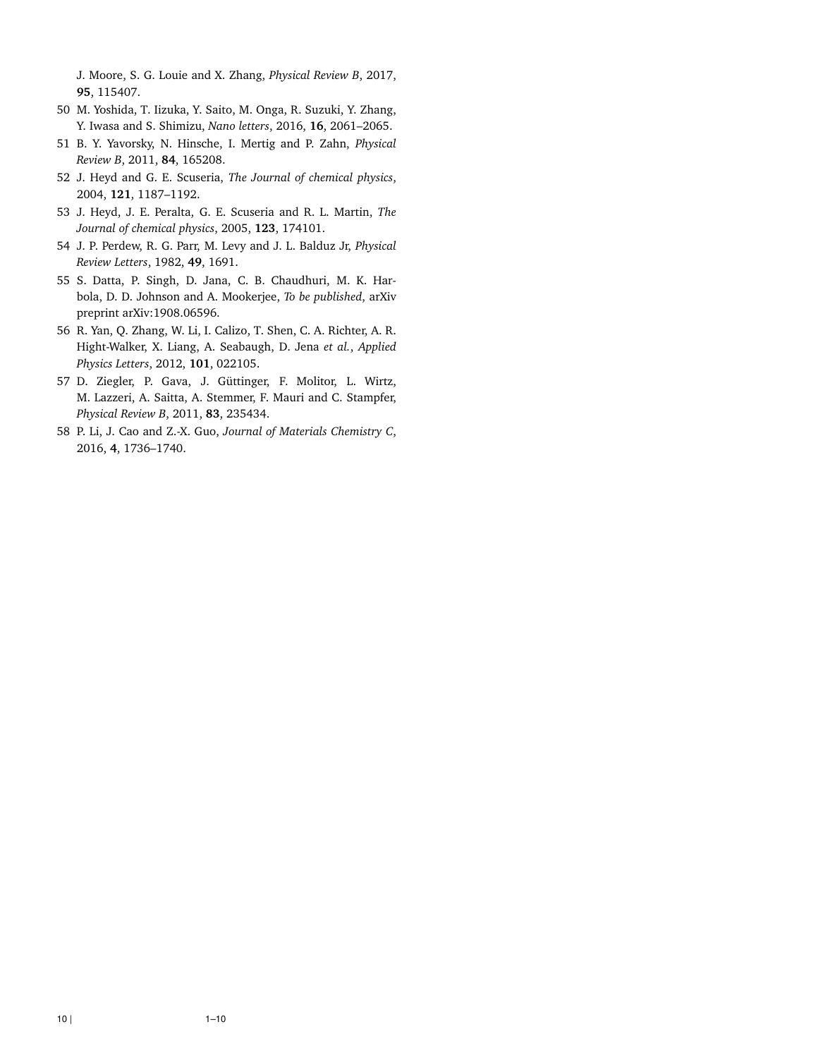J. Moore, S. G. Louie and X. Zhang, *Physical Review B*, 2017, **95**, 115407.

50 M. Yoshida, T. Iizuka, Y. Saito, M. Onga, R. Suzuki, Y. Zhang, Y. Iwasa and S. Shimizu, *Nano letters*, 2016, **16**, 2061–2065.

51 B. Y. Yavorsky, N. Hinsche, I. Mertig and P. Zahn, *Physical Review B*, 2011, **84**, 165208.

52 J. Heyd and G. E. Scuseria, *The Journal of chemical physics*, 2004, **121**, 1187–1192.

53 J. Heyd, J. E. Peralta, G. E. Scuseria and R. L. Martin, *The Journal of chemical physics*, 2005, **123**, 174101.

54 J. P. Perdew, R. G. Parr, M. Levy and J. L. Balduz Jr, *Physical Review Letters*, 1982, **49**, 1691.

55 S. Datta, P. Singh, D. Jana, C. B. Chaudhuri, M. K. Harbola, D. D. Johnson and A. Mookerjee, *To be published*, arXiv preprint arXiv:1908.06596.

56 R. Yan, Q. Zhang, W. Li, I. Calizo, T. Shen, C. A. Richter, A. R. Hight-Walker, X. Liang, A. Seabaugh, D. Jena *et al.*, *Applied Physics Letters*, 2012, **101**, 022105.

57 D. Ziegler, P. Gava, J. Güttinger, F. Molitor, L. Wirtz, M. Lazzeri, A. Saitta, A. Stemmer, F. Mauri and C. Stampfer, *Physical Review B*, 2011, **83**, 235434.

58 P. Li, J. Cao and Z.-X. Guo, *Journal of Materials Chemistry C*, 2016, **4**, 1736–1740.